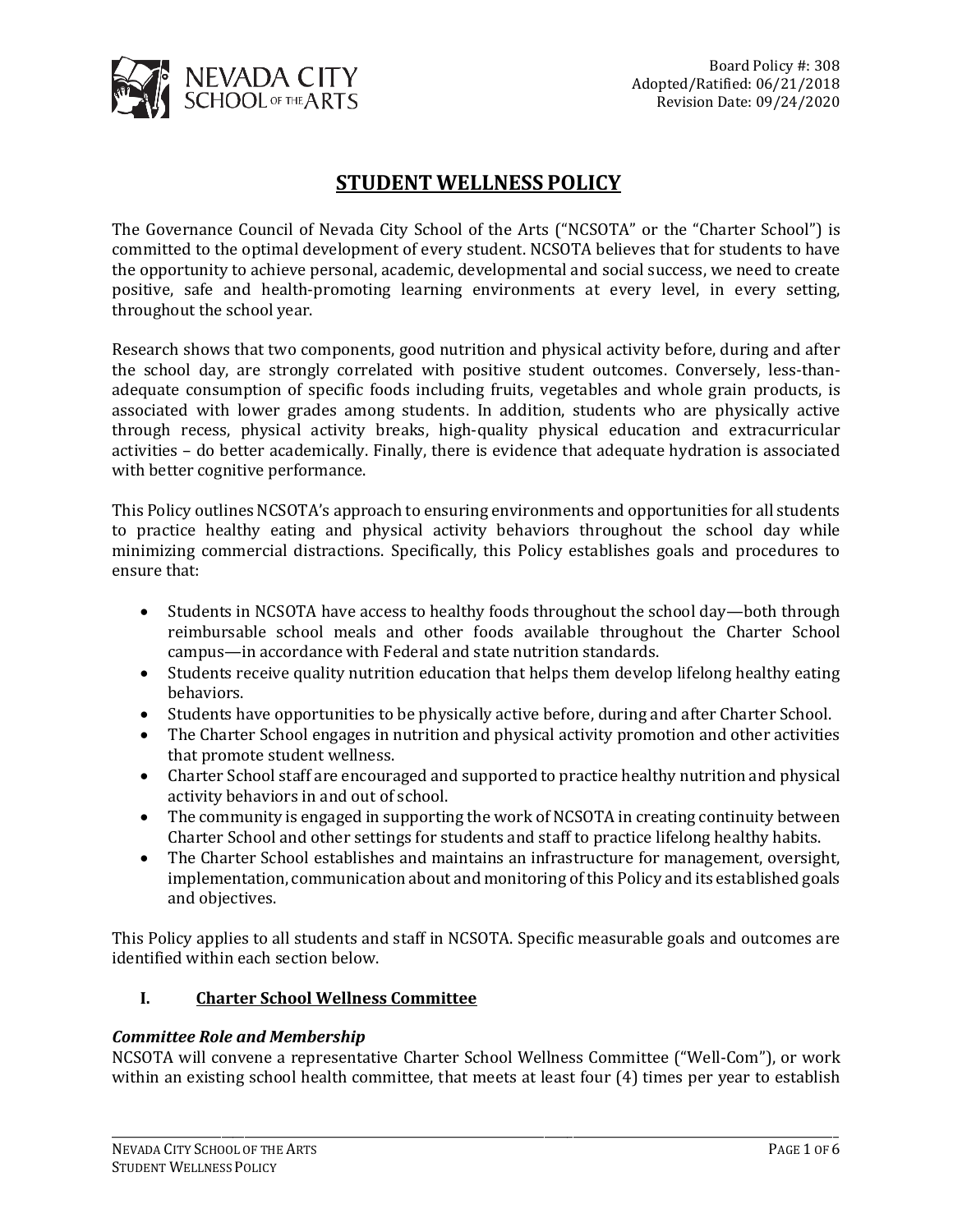Board Policy #: 308
Adopted/Ratified: 06/21/2018
Revision Date: 09/24/2020

# STUDENT WELLNESS POLICY

The Governance Council of Nevada City School of the Arts ("NCSOTA" or the "Charter School") is committed to the optimal development of every student. NCSOTA believes that for students to have the opportunity to achieve personal, academic, developmental and social success, we need to create positive, safe and health-promoting learning environments at every level, in every setting, throughout the school year.

Research shows that two components, good nutrition and physical activity before, during and after the school day, are strongly correlated with positive student outcomes. Conversely, less-than-adequate consumption of specific foods including fruits, vegetables and whole grain products, is associated with lower grades among students. In addition, students who are physically active through recess, physical activity breaks, high-quality physical education and extracurricular activities – do better academically. Finally, there is evidence that adequate hydration is associated with better cognitive performance.

This Policy outlines NCSOTA's approach to ensuring environments and opportunities for all students to practice healthy eating and physical activity behaviors throughout the school day while minimizing commercial distractions. Specifically, this Policy establishes goals and procedures to ensure that:

- Students in NCSOTA have access to healthy foods throughout the school day—both through reimbursable school meals and other foods available throughout the Charter School campus—in accordance with Federal and state nutrition standards.
- Students receive quality nutrition education that helps them develop lifelong healthy eating behaviors.
- Students have opportunities to be physically active before, during and after Charter School.
- The Charter School engages in nutrition and physical activity promotion and other activities that promote student wellness.
- Charter School staff are encouraged and supported to practice healthy nutrition and physical activity behaviors in and out of school.
- The community is engaged in supporting the work of NCSOTA in creating continuity between Charter School and other settings for students and staff to practice lifelong healthy habits.
- The Charter School establishes and maintains an infrastructure for management, oversight, implementation, communication about and monitoring of this Policy and its established goals and objectives.

This Policy applies to all students and staff in NCSOTA. Specific measurable goals and outcomes are identified within each section below.

## I. Charter School Wellness Committee

### *Committee Role and Membership*

NCSOTA will convene a representative Charter School Wellness Committee ("Well-Com"), or work within an existing school health committee, that meets at least four (4) times per year to establish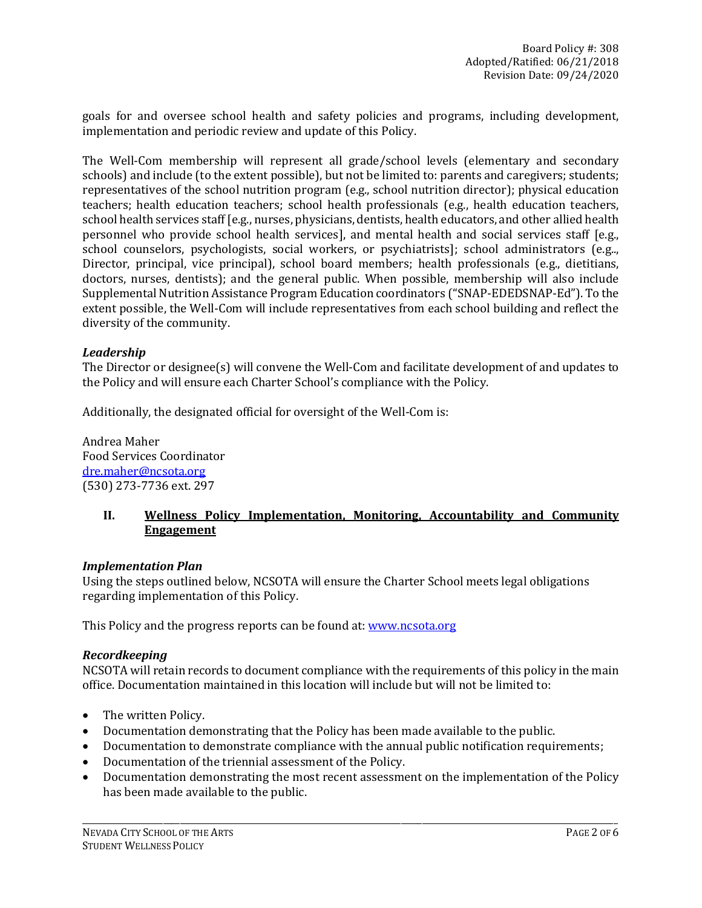goals for and oversee school health and safety policies and programs, including development, implementation and periodic review and update of this Policy.

The Well-Com membership will represent all grade/school levels (elementary and secondary schools) and include (to the extent possible), but not be limited to: parents and caregivers; students; representatives of the school nutrition program (e.g., school nutrition director); physical education teachers; health education teachers; school health professionals (e.g., health education teachers, school health services staff [e.g., nurses, physicians, dentists, health educators, and other allied health personnel who provide school health services], and mental health and social services staff [e.g., school counselors, psychologists, social workers, or psychiatrists]; school administrators (e.g.., Director, principal, vice principal), school board members; health professionals (e.g., dietitians, doctors, nurses, dentists); and the general public. When possible, membership will also include Supplemental Nutrition Assistance Program Education coordinators ("SNAP-EDEDSNAP-Ed"). To the extent possible, the Well-Com will include representatives from each school building and reflect the diversity of the community.

***Leadership***
The Director or designee(s) will convene the Well-Com and facilitate development of and updates to the Policy and will ensure each Charter School's compliance with the Policy.

Additionally, the designated official for oversight of the Well-Com is:

Andrea Maher
Food Services Coordinator
dre.maher@ncsota.org
(530) 273-7736 ext. 297

## II. <u>Wellness Policy Implementation, Monitoring, Accountability and Community Engagement</u>

***Implementation Plan***
Using the steps outlined below, NCSOTA will ensure the Charter School meets legal obligations regarding implementation of this Policy.

This Policy and the progress reports can be found at: www.ncsota.org

***Recordkeeping***
NCSOTA will retain records to document compliance with the requirements of this policy in the main office. Documentation maintained in this location will include but will not be limited to:

- The written Policy.
- Documentation demonstrating that the Policy has been made available to the public.
- Documentation to demonstrate compliance with the annual public notification requirements;
- Documentation of the triennial assessment of the Policy.
- Documentation demonstrating the most recent assessment on the implementation of the Policy has been made available to the public.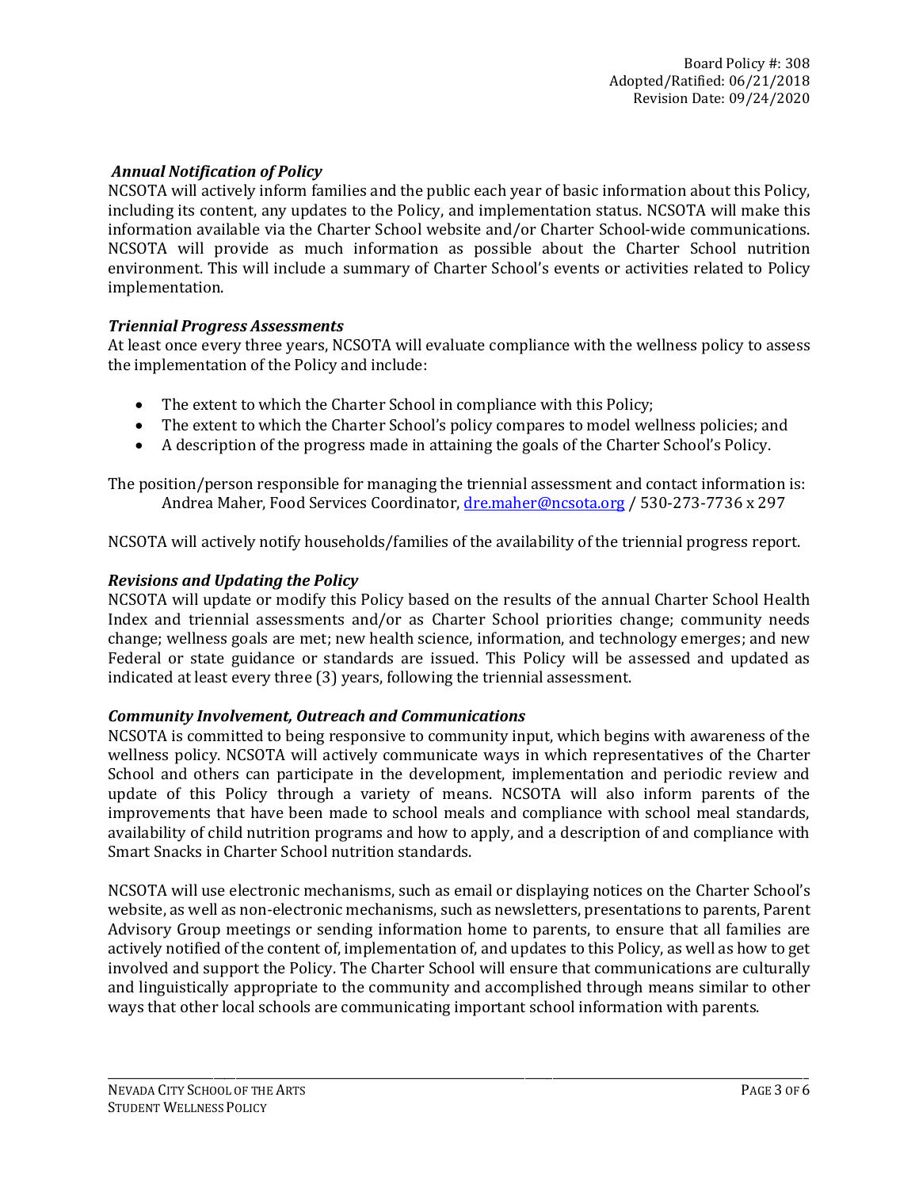### *Annual Notification of Policy*

NCSOTA will actively inform families and the public each year of basic information about this Policy, including its content, any updates to the Policy, and implementation status. NCSOTA will make this information available via the Charter School website and/or Charter School-wide communications. NCSOTA will provide as much information as possible about the Charter School nutrition environment. This will include a summary of Charter School's events or activities related to Policy implementation.

### *Triennial Progress Assessments*

At least once every three years, NCSOTA will evaluate compliance with the wellness policy to assess the implementation of the Policy and include:

- The extent to which the Charter School in compliance with this Policy;
- The extent to which the Charter School's policy compares to model wellness policies; and
- A description of the progress made in attaining the goals of the Charter School's Policy.

The position/person responsible for managing the triennial assessment and contact information is:
Andrea Maher, Food Services Coordinator, dre.maher@ncsota.org / 530-273-7736 x 297

NCSOTA will actively notify households/families of the availability of the triennial progress report.

### *Revisions and Updating the Policy*

NCSOTA will update or modify this Policy based on the results of the annual Charter School Health Index and triennial assessments and/or as Charter School priorities change; community needs change; wellness goals are met; new health science, information, and technology emerges; and new Federal or state guidance or standards are issued. This Policy will be assessed and updated as indicated at least every three (3) years, following the triennial assessment.

### *Community Involvement, Outreach and Communications*

NCSOTA is committed to being responsive to community input, which begins with awareness of the wellness policy. NCSOTA will actively communicate ways in which representatives of the Charter School and others can participate in the development, implementation and periodic review and update of this Policy through a variety of means. NCSOTA will also inform parents of the improvements that have been made to school meals and compliance with school meal standards, availability of child nutrition programs and how to apply, and a description of and compliance with Smart Snacks in Charter School nutrition standards.

NCSOTA will use electronic mechanisms, such as email or displaying notices on the Charter School's website, as well as non-electronic mechanisms, such as newsletters, presentations to parents, Parent Advisory Group meetings or sending information home to parents, to ensure that all families are actively notified of the content of, implementation of, and updates to this Policy, as well as how to get involved and support the Policy. The Charter School will ensure that communications are culturally and linguistically appropriate to the community and accomplished through means similar to other ways that other local schools are communicating important school information with parents.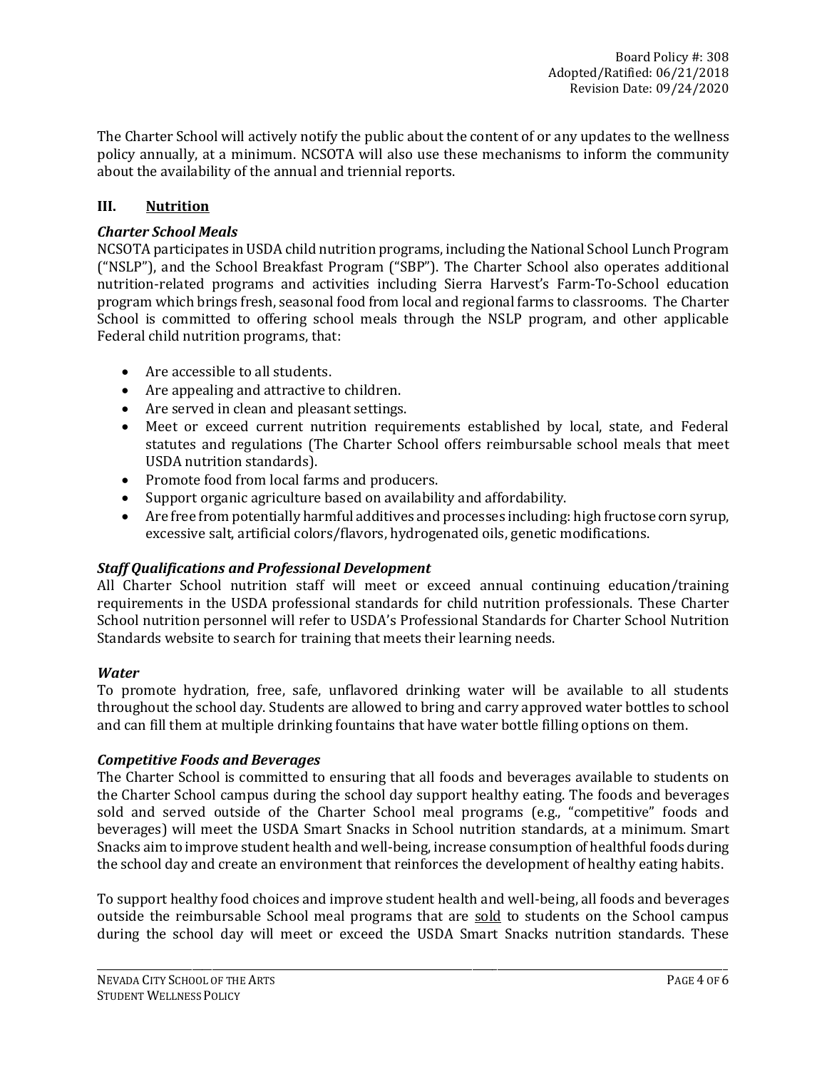The Charter School will actively notify the public about the content of or any updates to the wellness policy annually, at a minimum. NCSOTA will also use these mechanisms to inform the community about the availability of the annual and triennial reports.

## III. <u>Nutrition</u>

### *Charter School Meals*

NCSOTA participates in USDA child nutrition programs, including the National School Lunch Program ("NSLP"), and the School Breakfast Program ("SBP"). The Charter School also operates additional nutrition-related programs and activities including Sierra Harvest's Farm-To-School education program which brings fresh, seasonal food from local and regional farms to classrooms. The Charter School is committed to offering school meals through the NSLP program, and other applicable Federal child nutrition programs, that:

- Are accessible to all students.
- Are appealing and attractive to children.
- Are served in clean and pleasant settings.
- Meet or exceed current nutrition requirements established by local, state, and Federal statutes and regulations (The Charter School offers reimbursable school meals that meet USDA nutrition standards).
- Promote food from local farms and producers.
- Support organic agriculture based on availability and affordability.
- Are free from potentially harmful additives and processes including: high fructose corn syrup, excessive salt, artificial colors/flavors, hydrogenated oils, genetic modifications.

### *Staff Qualifications and Professional Development*

All Charter School nutrition staff will meet or exceed annual continuing education/training requirements in the USDA professional standards for child nutrition professionals. These Charter School nutrition personnel will refer to USDA's Professional Standards for Charter School Nutrition Standards website to search for training that meets their learning needs.

### *Water*

To promote hydration, free, safe, unflavored drinking water will be available to all students throughout the school day. Students are allowed to bring and carry approved water bottles to school and can fill them at multiple drinking fountains that have water bottle filling options on them.

### *Competitive Foods and Beverages*

The Charter School is committed to ensuring that all foods and beverages available to students on the Charter School campus during the school day support healthy eating. The foods and beverages sold and served outside of the Charter School meal programs (e.g., "competitive" foods and beverages) will meet the USDA Smart Snacks in School nutrition standards, at a minimum. Smart Snacks aim to improve student health and well-being, increase consumption of healthful foods during the school day and create an environment that reinforces the development of healthy eating habits.

To support healthy food choices and improve student health and well-being, all foods and beverages outside the reimbursable School meal programs that are <u>sold</u> to students on the School campus during the school day will meet or exceed the USDA Smart Snacks nutrition standards. These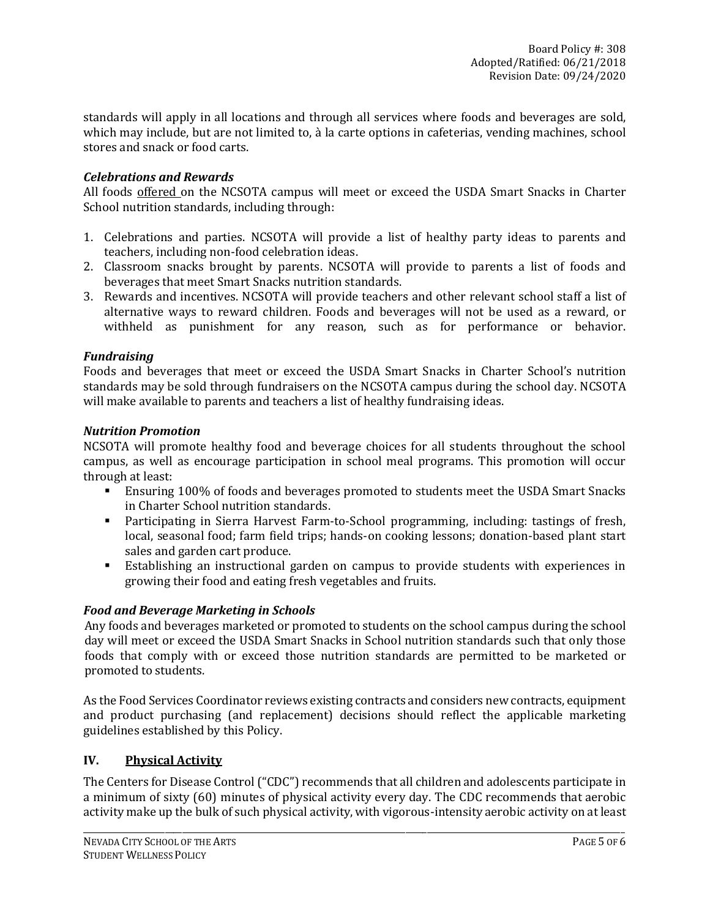standards will apply in all locations and through all services where foods and beverages are sold, which may include, but are not limited to, à la carte options in cafeterias, vending machines, school stores and snack or food carts.

### *Celebrations and Rewards*

All foods offered on the NCSOTA campus will meet or exceed the USDA Smart Snacks in Charter School nutrition standards, including through:

1. Celebrations and parties. NCSOTA will provide a list of healthy party ideas to parents and teachers, including non-food celebration ideas.
2. Classroom snacks brought by parents. NCSOTA will provide to parents a list of foods and beverages that meet Smart Snacks nutrition standards.
3. Rewards and incentives. NCSOTA will provide teachers and other relevant school staff a list of alternative ways to reward children. Foods and beverages will not be used as a reward, or withheld as punishment for any reason, such as for performance or behavior.

### *Fundraising*

Foods and beverages that meet or exceed the USDA Smart Snacks in Charter School's nutrition standards may be sold through fundraisers on the NCSOTA campus during the school day. NCSOTA will make available to parents and teachers a list of healthy fundraising ideas.

### *Nutrition Promotion*

NCSOTA will promote healthy food and beverage choices for all students throughout the school campus, as well as encourage participation in school meal programs. This promotion will occur through at least:

- Ensuring 100% of foods and beverages promoted to students meet the USDA Smart Snacks in Charter School nutrition standards.
- Participating in Sierra Harvest Farm-to-School programming, including: tastings of fresh, local, seasonal food; farm field trips; hands-on cooking lessons; donation-based plant start sales and garden cart produce.
- Establishing an instructional garden on campus to provide students with experiences in growing their food and eating fresh vegetables and fruits.

### *Food and Beverage Marketing in Schools*

Any foods and beverages marketed or promoted to students on the school campus during the school day will meet or exceed the USDA Smart Snacks in School nutrition standards such that only those foods that comply with or exceed those nutrition standards are permitted to be marketed or promoted to students.

As the Food Services Coordinator reviews existing contracts and considers new contracts, equipment and product purchasing (and replacement) decisions should reflect the applicable marketing guidelines established by this Policy.

## IV. Physical Activity

The Centers for Disease Control ("CDC") recommends that all children and adolescents participate in a minimum of sixty (60) minutes of physical activity every day. The CDC recommends that aerobic activity make up the bulk of such physical activity, with vigorous-intensity aerobic activity on at least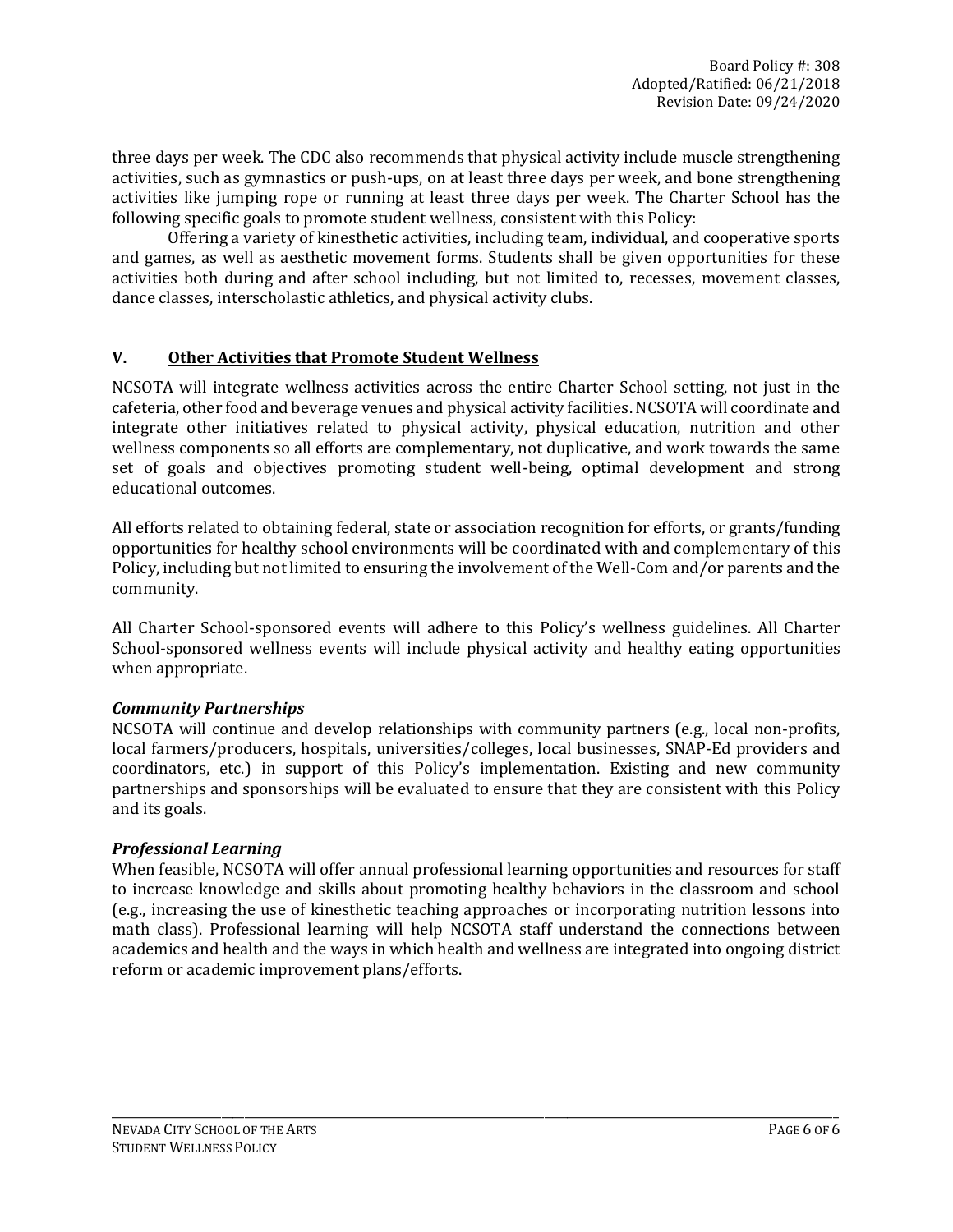three days per week. The CDC also recommends that physical activity include muscle strengthening activities, such as gymnastics or push-ups, on at least three days per week, and bone strengthening activities like jumping rope or running at least three days per week. The Charter School has the following specific goals to promote student wellness, consistent with this Policy:

Offering a variety of kinesthetic activities, including team, individual, and cooperative sports and games, as well as aesthetic movement forms. Students shall be given opportunities for these activities both during and after school including, but not limited to, recesses, movement classes, dance classes, interscholastic athletics, and physical activity clubs.

## V. Other Activities that Promote Student Wellness

NCSOTA will integrate wellness activities across the entire Charter School setting, not just in the cafeteria, other food and beverage venues and physical activity facilities. NCSOTA will coordinate and integrate other initiatives related to physical activity, physical education, nutrition and other wellness components so all efforts are complementary, not duplicative, and work towards the same set of goals and objectives promoting student well-being, optimal development and strong educational outcomes.

All efforts related to obtaining federal, state or association recognition for efforts, or grants/funding opportunities for healthy school environments will be coordinated with and complementary of this Policy, including but not limited to ensuring the involvement of the Well-Com and/or parents and the community.

All Charter School-sponsored events will adhere to this Policy's wellness guidelines. All Charter School-sponsored wellness events will include physical activity and healthy eating opportunities when appropriate.

### *Community Partnerships*

NCSOTA will continue and develop relationships with community partners (e.g., local non-profits, local farmers/producers, hospitals, universities/colleges, local businesses, SNAP-Ed providers and coordinators, etc.) in support of this Policy's implementation. Existing and new community partnerships and sponsorships will be evaluated to ensure that they are consistent with this Policy and its goals.

### *Professional Learning*

When feasible, NCSOTA will offer annual professional learning opportunities and resources for staff to increase knowledge and skills about promoting healthy behaviors in the classroom and school (e.g., increasing the use of kinesthetic teaching approaches or incorporating nutrition lessons into math class). Professional learning will help NCSOTA staff understand the connections between academics and health and the ways in which health and wellness are integrated into ongoing district reform or academic improvement plans/efforts.